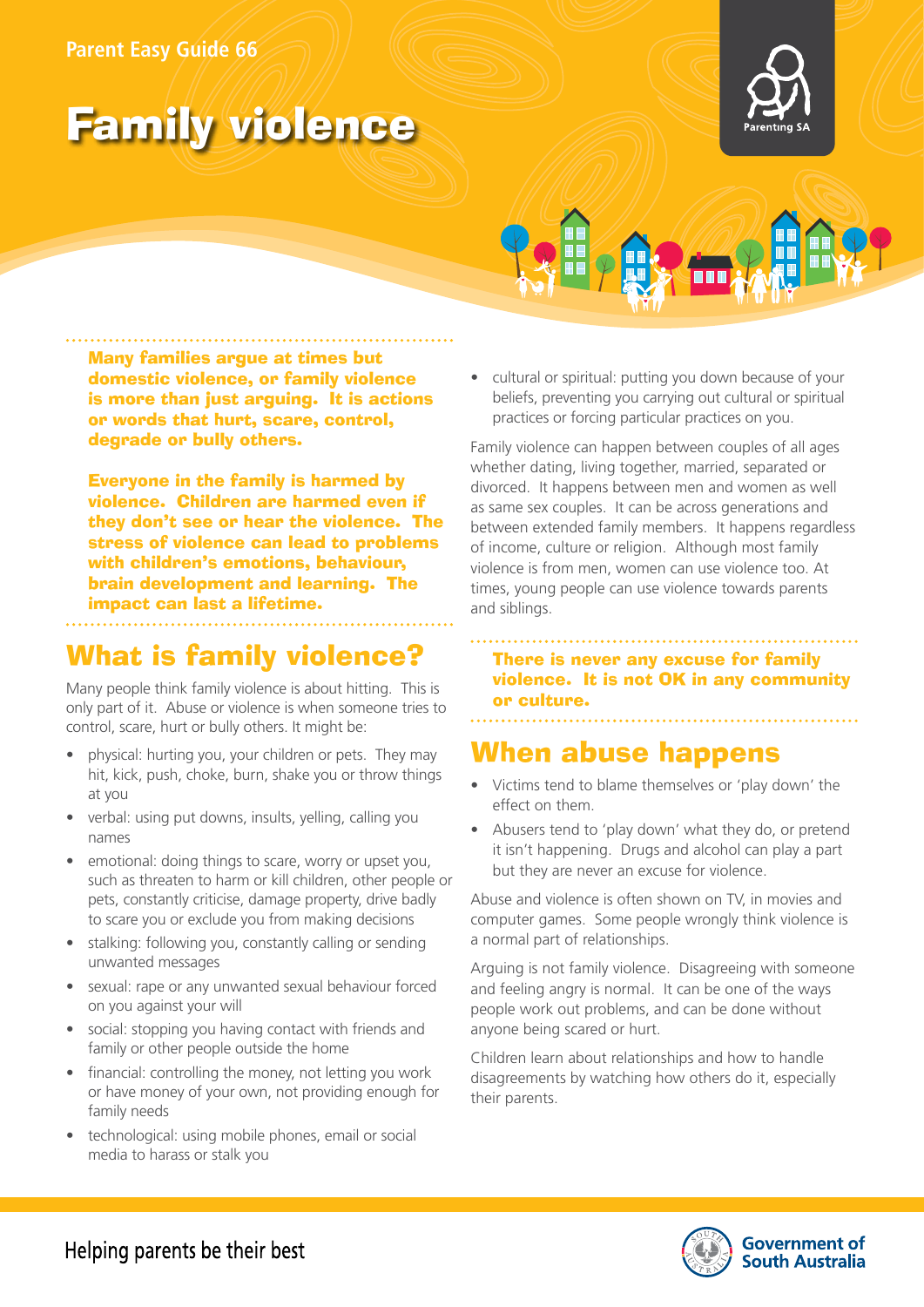Parent Easy Guide 66

# Family violence

**Many families argue at times but domestic violence, or family violence is more than just arguing. It is actions or words that hurt, scare, control, degrade or bully others.**

**Everyone in the family is harmed by violence. Children are harmed even if they don't see or hear the violence. The stress of violence can lead to problems with children's emotions, behaviour, brain development and learning. The impact can last a lifetime.**

## What is family violence?

Many people think family violence is about hitting. This is only part of it. Abuse or violence is when someone tries to control, scare, hurt or bully others. It might be:

- physical: hurting you, your children or pets. They may hit, kick, push, choke, burn, shake you or throw things at you
- verbal: using put downs, insults, yelling, calling you names
- emotional: doing things to scare, worry or upset you, such as threaten to harm or kill children, other people or pets, constantly criticise, damage property, drive badly to scare you or exclude you from making decisions
- stalking: following you, constantly calling or sending unwanted messages
- sexual: rape or any unwanted sexual behaviour forced on you against your will
- social: stopping you having contact with friends and family or other people outside the home
- financial: controlling the money, not letting you work or have money of your own, not providing enough for family needs
- technological: using mobile phones, email or social media to harass or stalk you
- cultural or spiritual: putting you down because of your beliefs, preventing you carrying out cultural or spiritual practices or forcing particular practices on you.

Family violence can happen between couples of all ages whether dating, living together, married, separated or divorced. It happens between men and women as well as same sex couples. It can be across generations and between extended family members. It happens regardless of income, culture or religion. Although most family violence is from men, women can use violence too. At times, young people can use violence towards parents and siblings.

**There is never any excuse for family violence. It is not OK in any community or culture.**

## When abuse happens

- Victims tend to blame themselves or 'play down' the effect on them.
- Abusers tend to 'play down' what they do, or pretend it isn't happening. Drugs and alcohol can play a part but they are never an excuse for violence.

Abuse and violence is often shown on TV, in movies and computer games. Some people wrongly think violence is a normal part of relationships.

Arguing is not family violence. Disagreeing with someone and feeling angry is normal. It can be one of the ways people work out problems, and can be done without anyone being scared or hurt.

Children learn about relationships and how to handle disagreements by watching how others do it, especially their parents.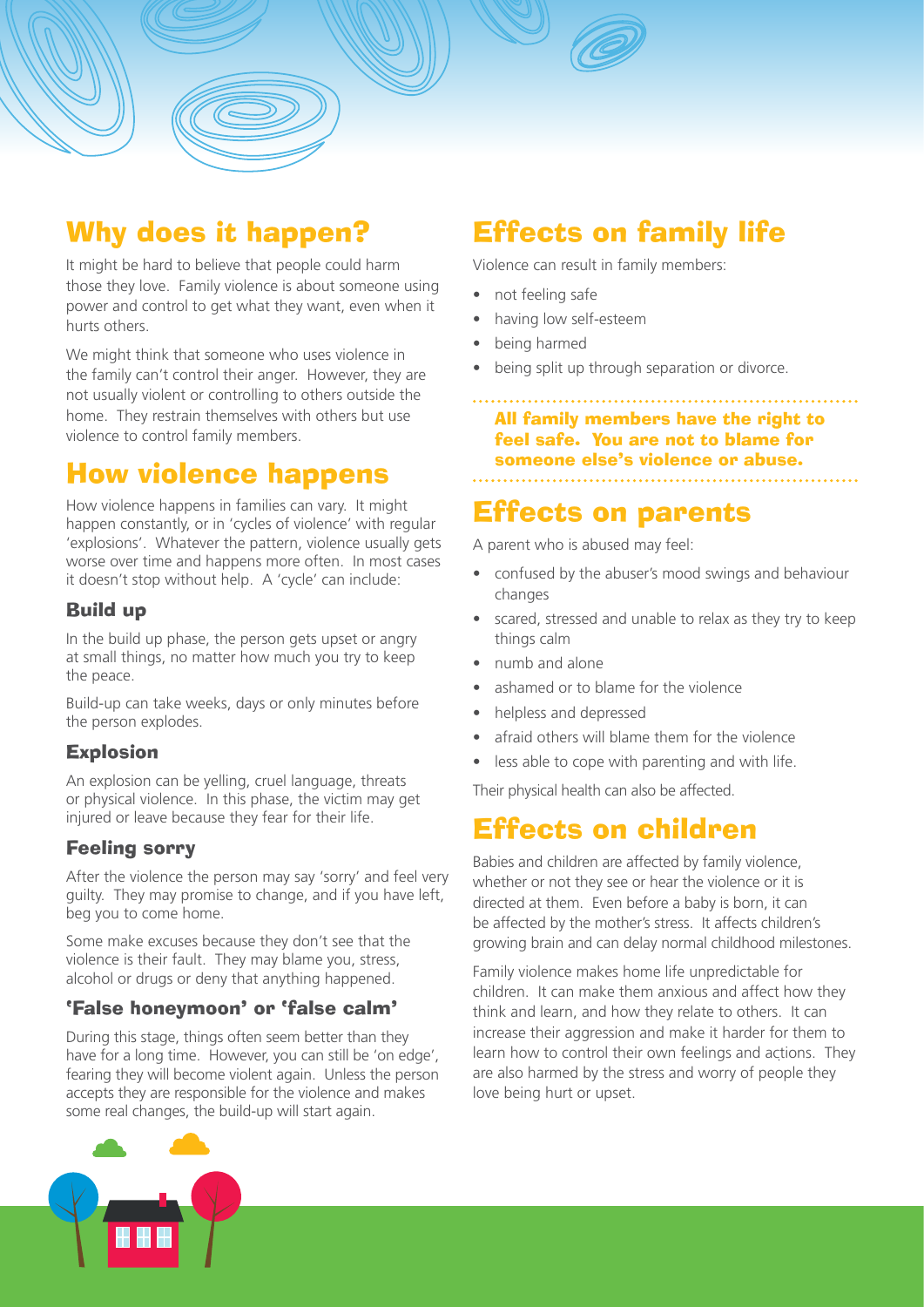## Why does it happen?

It might be hard to believe that people could harm those they love. Family violence is about someone using power and control to get what they want, even when it hurts others.

We might think that someone who uses violence in the family can't control their anger. However, they are not usually violent or controlling to others outside the home. They restrain themselves with others but use violence to control family members.

## How violence happens

How violence happens in families can vary. It might happen constantly, or in 'cycles of violence' with regular 'explosions'. Whatever the pattern, violence usually gets worse over time and happens more often. In most cases it doesn't stop without help. A 'cycle' can include:

### Build up

In the build up phase, the person gets upset or angry at small things, no matter how much you try to keep the peace.

Build-up can take weeks, days or only minutes before the person explodes.

### Explosion

An explosion can be yelling, cruel language, threats or physical violence. In this phase, the victim may get injured or leave because they fear for their life.

### Feeling sorry

After the violence the person may say 'sorry' and feel very guilty. They may promise to change, and if you have left, beg you to come home.

Some make excuses because they don't see that the violence is their fault. They may blame you, stress, alcohol or drugs or deny that anything happened.

### 'False honeymoon' or 'false calm'

During this stage, things often seem better than they have for a long time. However, you can still be 'on edge', fearing they will become violent again. Unless the person accepts they are responsible for the violence and makes some real changes, the build-up will start again.

## Effects on family life

Violence can result in family members:

- not feeling safe
- having low self-esteem
- being harmed
- being split up through separation or divorce.

**All family members have the right to feel safe. You are not to blame for someone else's violence or abuse.**

## Effects on parents

A parent who is abused may feel:

- confused by the abuser's mood swings and behaviour changes
- scared, stressed and unable to relax as they try to keep things calm
- numb and alone
- ashamed or to blame for the violence
- helpless and depressed
- afraid others will blame them for the violence
- less able to cope with parenting and with life.

Their physical health can also be affected.

## Effects on children

Babies and children are affected by family violence, whether or not they see or hear the violence or it is directed at them. Even before a baby is born, it can be affected by the mother's stress. It affects children's growing brain and can delay normal childhood milestones.

Family violence makes home life unpredictable for children. It can make them anxious and affect how they think and learn, and how they relate to others. It can increase their aggression and make it harder for them to learn how to control their own feelings and actions. They are also harmed by the stress and worry of people they love being hurt or upset.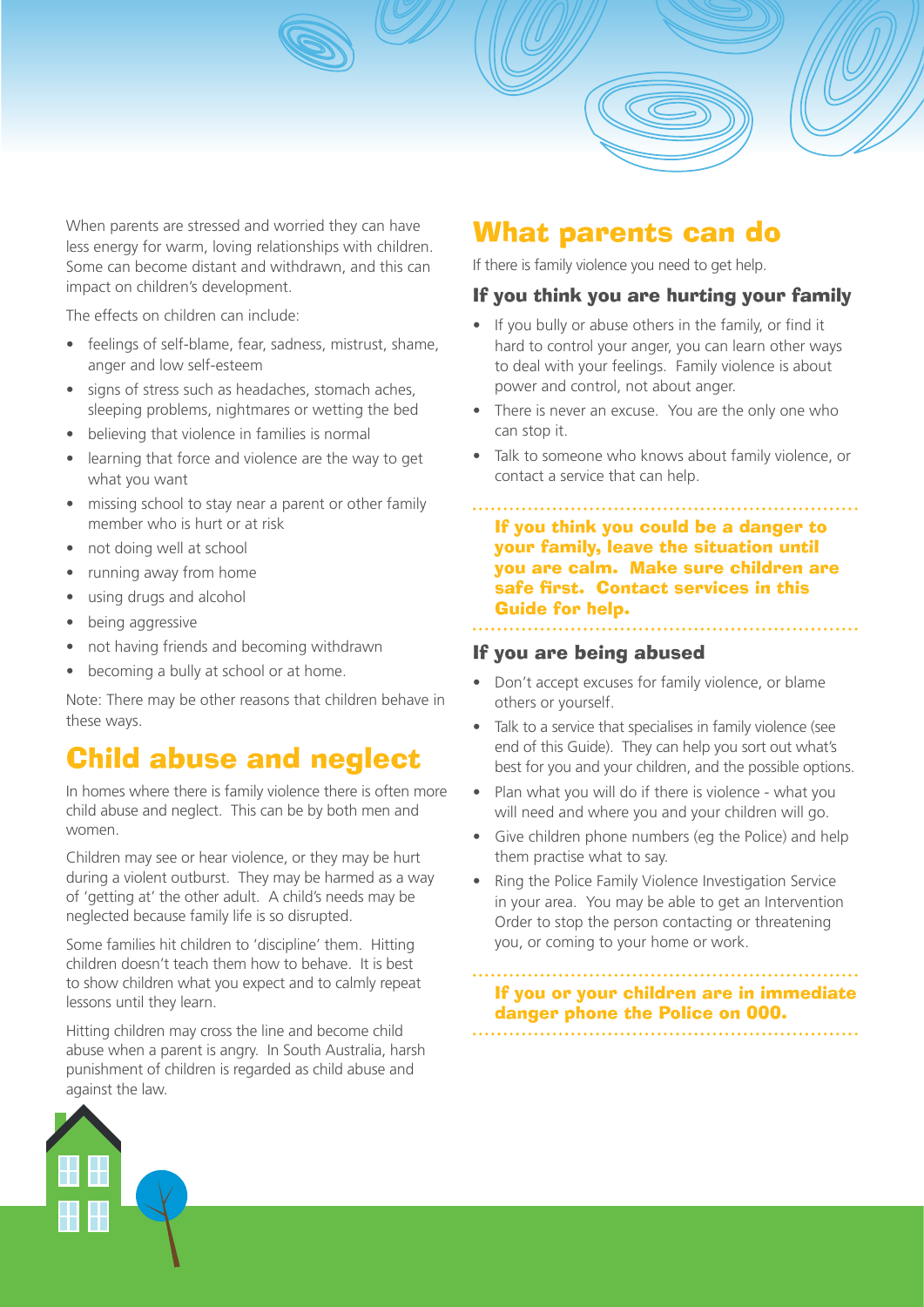When parents are stressed and worried they can have less energy for warm, loving relationships with children. Some can become distant and withdrawn, and this can impact on children's development.

The effects on children can include:

- feelings of self-blame, fear, sadness, mistrust, shame, anger and low self-esteem
- signs of stress such as headaches, stomach aches, sleeping problems, nightmares or wetting the bed
- believing that violence in families is normal
- learning that force and violence are the way to get what you want
- missing school to stay near a parent or other family member who is hurt or at risk
- not doing well at school
- running away from home
- using drugs and alcohol
- being aggressive
- not having friends and becoming withdrawn
- becoming a bully at school or at home.

Note: There may be other reasons that children behave in these ways.

## Child abuse and neglect

In homes where there is family violence there is often more child abuse and neglect. This can be by both men and women.

Children may see or hear violence, or they may be hurt during a violent outburst. They may be harmed as a way of 'getting at' the other adult. A child's needs may be neglected because family life is so disrupted.

Some families hit children to 'discipline' them. Hitting children doesn't teach them how to behave. It is best to show children what you expect and to calmly repeat lessons until they learn.

Hitting children may cross the line and become child abuse when a parent is angry. In South Australia, harsh punishment of children is regarded as child abuse and against the law.

## What parents can do

If there is family violence you need to get help.

### If you think you are hurting your family

- If you bully or abuse others in the family, or find it hard to control your anger, you can learn other ways to deal with your feelings. Family violence is about power and control, not about anger.
- There is never an excuse. You are the only one who can stop it.
- Talk to someone who knows about family violence, or contact a service that can help.

**If you think you could be a danger to your family, leave the situation until you are calm. Make sure children are safe first. Contact services in this Guide for help.**

### If you are being abused

- Don't accept excuses for family violence, or blame others or yourself.
- Talk to a service that specialises in family violence (see end of this Guide). They can help you sort out what's best for you and your children, and the possible options.
- Plan what you will do if there is violence - what you will need and where you and your children will go.
- Give children phone numbers (eg the Police) and help them practise what to say.
- Ring the Police Family Violence Investigation Service in your area. You may be able to get an Intervention Order to stop the person contacting or threatening you, or coming to your home or work.

**If you or your children are in immediate danger phone the Police on 000.**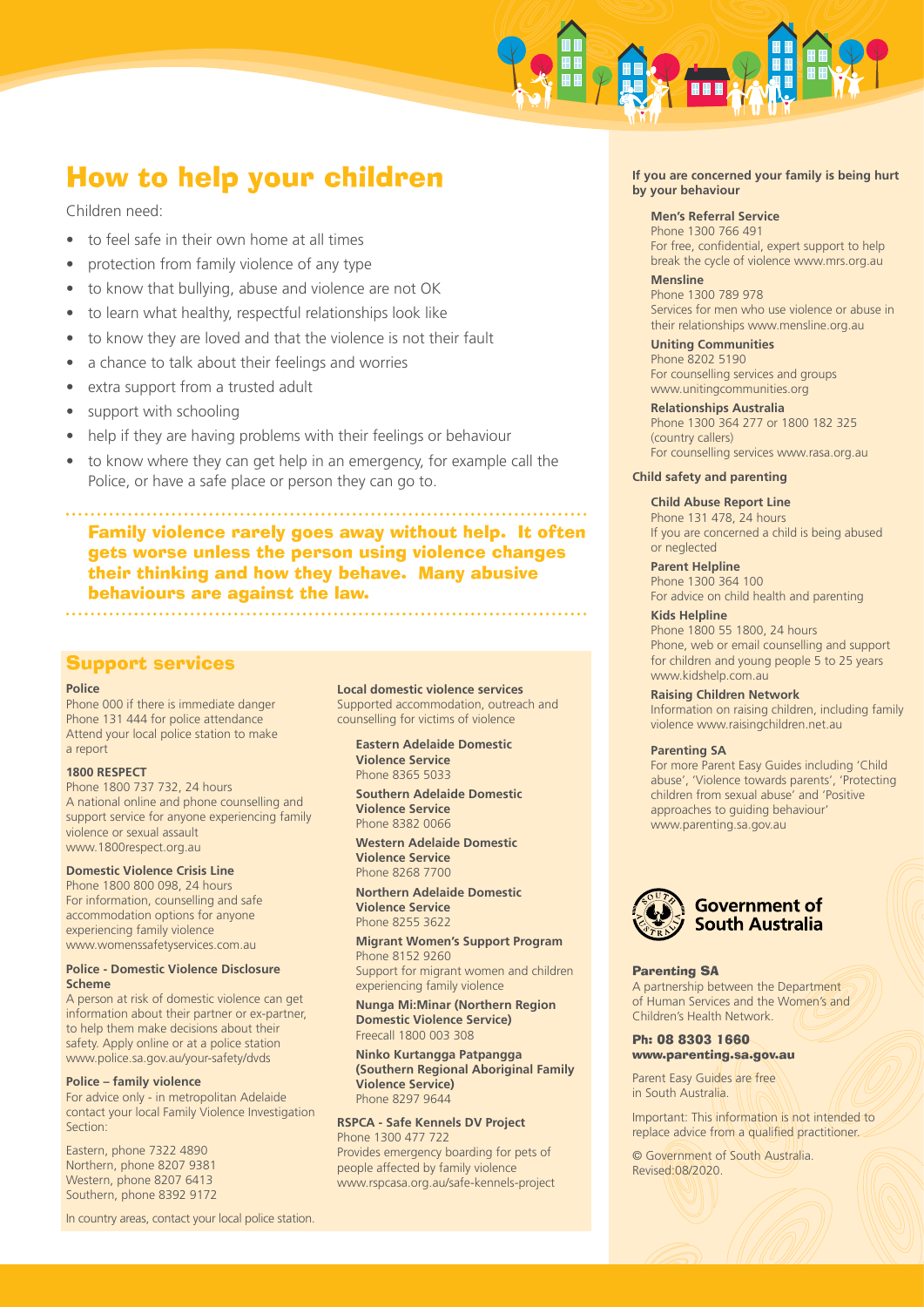# How to help your children

Children need:

- to feel safe in their own home at all times
- protection from family violence of any type
- to know that bullying, abuse and violence are not OK
- to learn what healthy, respectful relationships look like
- to know they are loved and that the violence is not their fault
- a chance to talk about their feelings and worries
- extra support from a trusted adult
- support with schooling
- help if they are having problems with their feelings or behaviour
- to know where they can get help in an emergency, for example call the Police, or have a safe place or person they can go to.

**Family violence rarely goes away without help. It often gets worse unless the person using violence changes their thinking and how they behave. Many abusive behaviours are against the law.**

## Support services

**Police**
Phone 000 if there is immediate danger
Phone 131 444 for police attendance
Attend your local police station to make a report

**1800 RESPECT**
Phone 1800 737 732, 24 hours
A national online and phone counselling and support service for anyone experiencing family violence or sexual assault
www.1800respect.org.au

**Domestic Violence Crisis Line**
Phone 1800 800 098, 24 hours
For information, counselling and safe accommodation options for anyone experiencing family violence
www.womenssafetyservices.com.au

**Police - Domestic Violence Disclosure Scheme**
A person at risk of domestic violence can get information about their partner or ex-partner, to help them make decisions about their safety. Apply online or at a police station
www.police.sa.gov.au/your-safety/dvds

**Police – family violence**
For advice only - in metropolitan Adelaide contact your local Family Violence Investigation Section:

Eastern, phone 7322 4890
Northern, phone 8207 9381
Western, phone 8207 6413
Southern, phone 8392 9172

In country areas, contact your local police station.

**Local domestic violence services**
Supported accommodation, outreach and counselling for victims of violence

**Eastern Adelaide Domestic Violence Service**
Phone 8365 5033

**Southern Adelaide Domestic Violence Service**
Phone 8382 0066

**Western Adelaide Domestic Violence Service**
Phone 8268 7700

**Northern Adelaide Domestic Violence Service**
Phone 8255 3622

**Migrant Women's Support Program**
Phone 8152 9260
Support for migrant women and children experiencing family violence

**Nunga Mi:Minar (Northern Region Domestic Violence Service)**
Freecall 1800 003 308

**Ninko Kurtangga Patpangga (Southern Regional Aboriginal Family Violence Service)**
Phone 8297 9644

**RSPCA - Safe Kennels DV Project**
Phone 1300 477 722
Provides emergency boarding for pets of people affected by family violence
www.rspcasa.org.au/safe-kennels-project

**If you are concerned your family is being hurt by your behaviour**

**Men's Referral Service**
Phone 1300 766 491
For free, confidential, expert support to help break the cycle of violence www.mrs.org.au

**Mensline**
Phone 1300 789 978
Services for men who use violence or abuse in their relationships www.mensline.org.au

**Uniting Communities**
Phone 8202 5190
For counselling services and groups
www.unitingcommunities.org

**Relationships Australia**
Phone 1300 364 277 or 1800 182 325 (country callers)
For counselling services www.rasa.org.au

**Child safety and parenting**

**Child Abuse Report Line**
Phone 131 478, 24 hours
If you are concerned a child is being abused or neglected

**Parent Helpline**
Phone 1300 364 100
For advice on child health and parenting

**Kids Helpline**
Phone 1800 55 1800, 24 hours
Phone, web or email counselling and support for children and young people 5 to 25 years
www.kidshelp.com.au

**Raising Children Network**
Information on raising children, including family violence www.raisingchildren.net.au

**Parenting SA**
For more Parent Easy Guides including 'Child abuse', 'Violence towards parents', 'Protecting children from sexual abuse' and 'Positive approaches to guiding behaviour'
www.parenting.sa.gov.au

Government of South Australia

**Parenting SA**
A partnership between the Department of Human Services and the Women's and Children's Health Network.

**Ph: 08 8303 1660**
**www.parenting.sa.gov.au**

Parent Easy Guides are free in South Australia.

Important: This information is not intended to replace advice from a qualified practitioner.

© Government of South Australia.
Revised:08/2020.